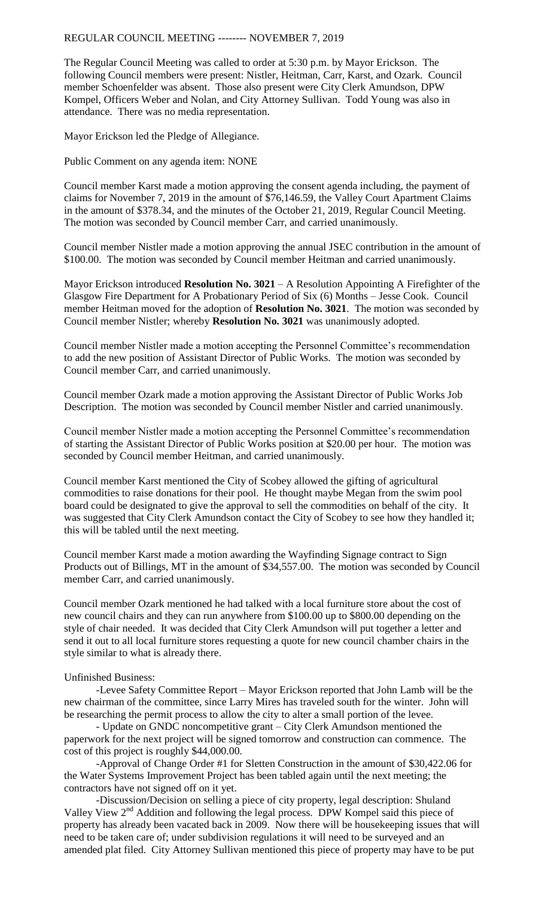REGULAR COUNCIL MEETING -------- NOVEMBER 7, 2019

The Regular Council Meeting was called to order at 5:30 p.m. by Mayor Erickson. The following Council members were present: Nistler, Heitman, Carr, Karst, and Ozark. Council member Schoenfelder was absent. Those also present were City Clerk Amundson, DPW Kompel, Officers Weber and Nolan, and City Attorney Sullivan. Todd Young was also in attendance. There was no media representation.

Mayor Erickson led the Pledge of Allegiance.

Public Comment on any agenda item: NONE

Council member Karst made a motion approving the consent agenda including, the payment of claims for November 7, 2019 in the amount of $76,146.59, the Valley Court Apartment Claims in the amount of $378.34, and the minutes of the October 21, 2019, Regular Council Meeting. The motion was seconded by Council member Carr, and carried unanimously.

Council member Nistler made a motion approving the annual JSEC contribution in the amount of $100.00. The motion was seconded by Council member Heitman and carried unanimously.

Mayor Erickson introduced **Resolution No. 3021** – A Resolution Appointing A Firefighter of the Glasgow Fire Department for A Probationary Period of Six (6) Months – Jesse Cook. Council member Heitman moved for the adoption of **Resolution No. 3021**. The motion was seconded by Council member Nistler; whereby **Resolution No. 3021** was unanimously adopted.

Council member Nistler made a motion accepting the Personnel Committee's recommendation to add the new position of Assistant Director of Public Works. The motion was seconded by Council member Carr, and carried unanimously.

Council member Ozark made a motion approving the Assistant Director of Public Works Job Description. The motion was seconded by Council member Nistler and carried unanimously.

Council member Nistler made a motion accepting the Personnel Committee's recommendation of starting the Assistant Director of Public Works position at $20.00 per hour. The motion was seconded by Council member Heitman, and carried unanimously.

Council member Karst mentioned the City of Scobey allowed the gifting of agricultural commodities to raise donations for their pool. He thought maybe Megan from the swim pool board could be designated to give the approval to sell the commodities on behalf of the city. It was suggested that City Clerk Amundson contact the City of Scobey to see how they handled it; this will be tabled until the next meeting.

Council member Karst made a motion awarding the Wayfinding Signage contract to Sign Products out of Billings, MT in the amount of $34,557.00. The motion was seconded by Council member Carr, and carried unanimously.

Council member Ozark mentioned he had talked with a local furniture store about the cost of new council chairs and they can run anywhere from $100.00 up to $800.00 depending on the style of chair needed. It was decided that City Clerk Amundson will put together a letter and send it out to all local furniture stores requesting a quote for new council chamber chairs in the style similar to what is already there.

Unfinished Business:

-Levee Safety Committee Report – Mayor Erickson reported that John Lamb will be the new chairman of the committee, since Larry Mires has traveled south for the winter. John will be researching the permit process to allow the city to alter a small portion of the levee.

- Update on GNDC noncompetitive grant – City Clerk Amundson mentioned the paperwork for the next project will be signed tomorrow and construction can commence. The cost of this project is roughly $44,000.00.

-Approval of Change Order #1 for Sletten Construction in the amount of $30,422.06 for the Water Systems Improvement Project has been tabled again until the next meeting; the contractors have not signed off on it yet.

-Discussion/Decision on selling a piece of city property, legal description: Shuland Valley View 2nd Addition and following the legal process. DPW Kompel said this piece of property has already been vacated back in 2009. Now there will be housekeeping issues that will need to be taken care of; under subdivision regulations it will need to be surveyed and an amended plat filed. City Attorney Sullivan mentioned this piece of property may have to be put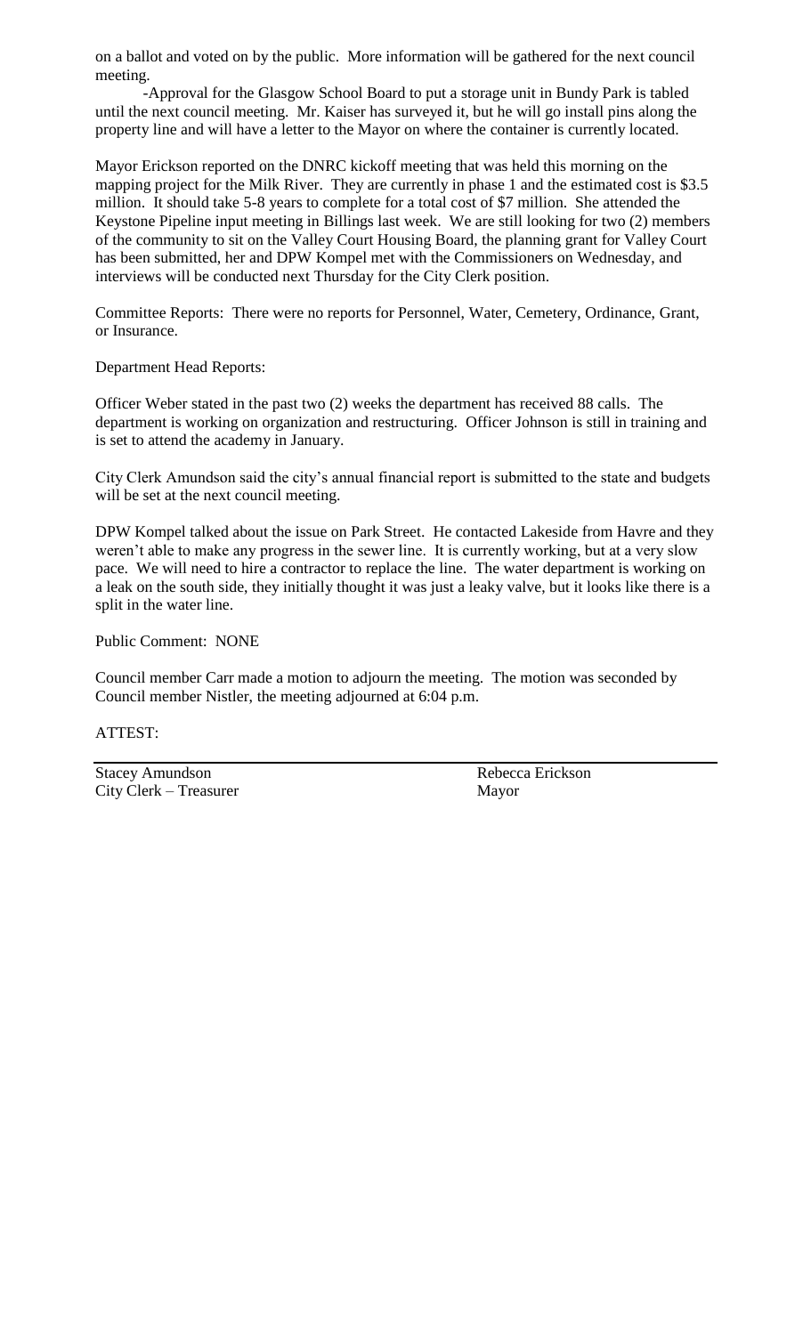on a ballot and voted on by the public. More information will be gathered for the next council meeting.

-Approval for the Glasgow School Board to put a storage unit in Bundy Park is tabled until the next council meeting. Mr. Kaiser has surveyed it, but he will go install pins along the property line and will have a letter to the Mayor on where the container is currently located.

Mayor Erickson reported on the DNRC kickoff meeting that was held this morning on the mapping project for the Milk River. They are currently in phase 1 and the estimated cost is $3.5 million. It should take 5-8 years to complete for a total cost of $7 million. She attended the Keystone Pipeline input meeting in Billings last week. We are still looking for two (2) members of the community to sit on the Valley Court Housing Board, the planning grant for Valley Court has been submitted, her and DPW Kompel met with the Commissioners on Wednesday, and interviews will be conducted next Thursday for the City Clerk position.

Committee Reports: There were no reports for Personnel, Water, Cemetery, Ordinance, Grant, or Insurance.

Department Head Reports:

Officer Weber stated in the past two (2) weeks the department has received 88 calls. The department is working on organization and restructuring. Officer Johnson is still in training and is set to attend the academy in January.

City Clerk Amundson said the city's annual financial report is submitted to the state and budgets will be set at the next council meeting.

DPW Kompel talked about the issue on Park Street. He contacted Lakeside from Havre and they weren't able to make any progress in the sewer line. It is currently working, but at a very slow pace. We will need to hire a contractor to replace the line. The water department is working on a leak on the south side, they initially thought it was just a leaky valve, but it looks like there is a split in the water line.

Public Comment: NONE

Council member Carr made a motion to adjourn the meeting. The motion was seconded by Council member Nistler, the meeting adjourned at 6:04 p.m.

ATTEST:

Stacey Amundson
City Clerk – Treasurer

Rebecca Erickson
Mayor